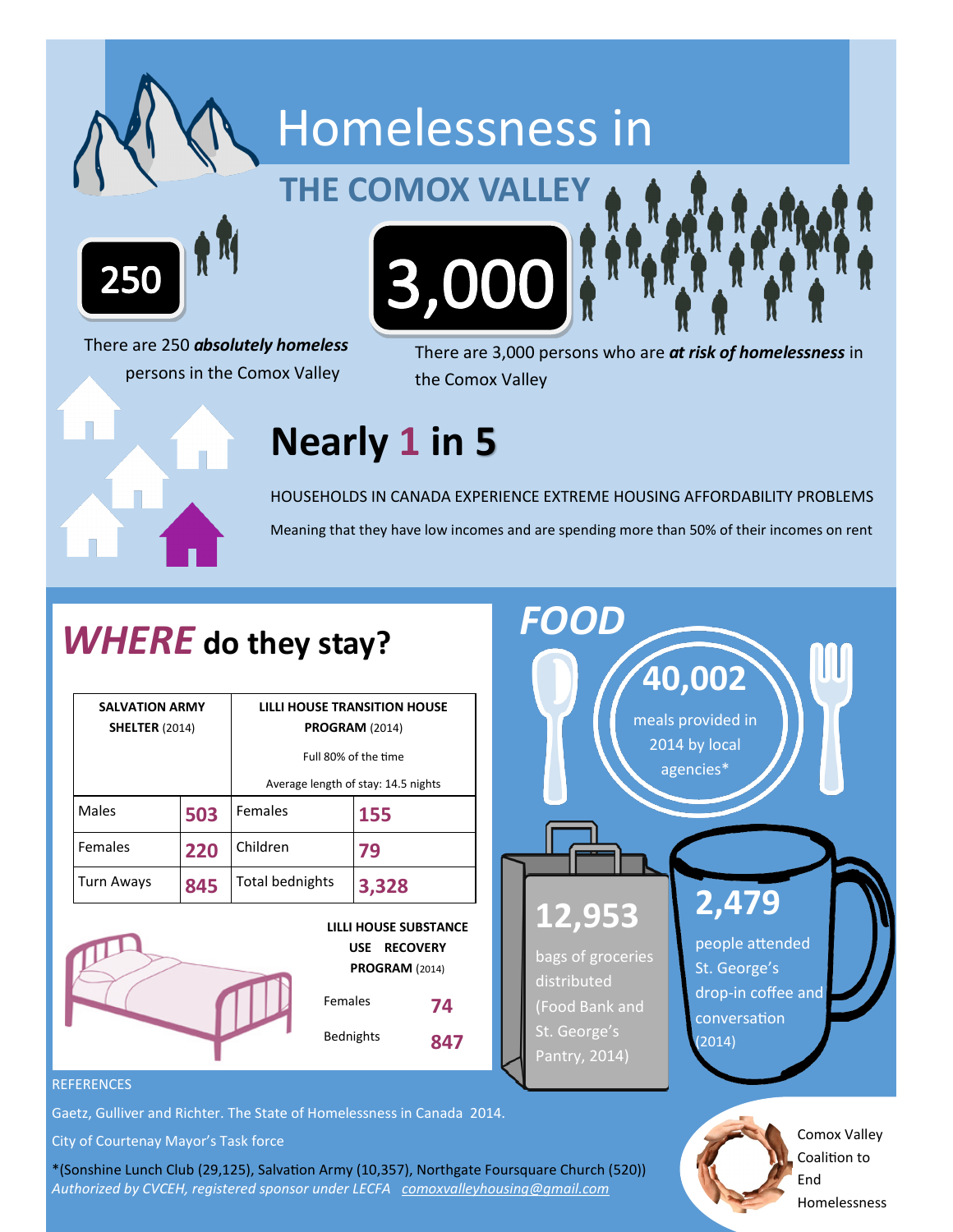# Homelessness in THE COMOX VALLEY

**250**

There are 250 ***absolutely homeless*** persons in the Comox Valley

**3,000**

There are 3,000 persons who are ***at risk of homelessness*** in the Comox Valley

## Nearly 1 in 5

HOUSEHOLDS IN CANADA EXPERIENCE EXTREME HOUSING AFFORDABILITY PROBLEMS

Meaning that they have low incomes and are spending more than 50% of their incomes on rent

## *WHERE* do they stay?

| **SALVATION ARMY SHELTER** (2014) | | **LILLI HOUSE TRANSITION HOUSE PROGRAM** (2014) Full 80% of the time. Average length of stay: 14.5 nights | |
|---|---|---|---|
| Males | **503** | Females | **155** |
| Females | **220** | Children | **79** |
| Turn Aways | **845** | Total bednights | **3,328** |

| **LILLI HOUSE SUBSTANCE USE RECOVERY PROGRAM** (2014) | |
|---|---|
| Females | **74** |
| Bednights | **847** |

## *FOOD*

**40,002** meals provided in 2014 by local agencies*

**12,953** bags of groceries distributed (Food Bank and St. George's Pantry, 2014)

**2,479** people attended St. George's drop-in coffee and conversation (2014)

REFERENCES

Gaetz, Gulliver and Richter. The State of Homelessness in Canada 2014.

City of Courtenay Mayor's Task force

*(Sonshine Lunch Club (29,125), Salvation Army (10,357), Northgate Foursquare Church (520))

*Authorized by CVCEH, registered sponsor under LECFA comoxvalleyhousing@gmail.com*

Comox Valley Coalition to End Homelessness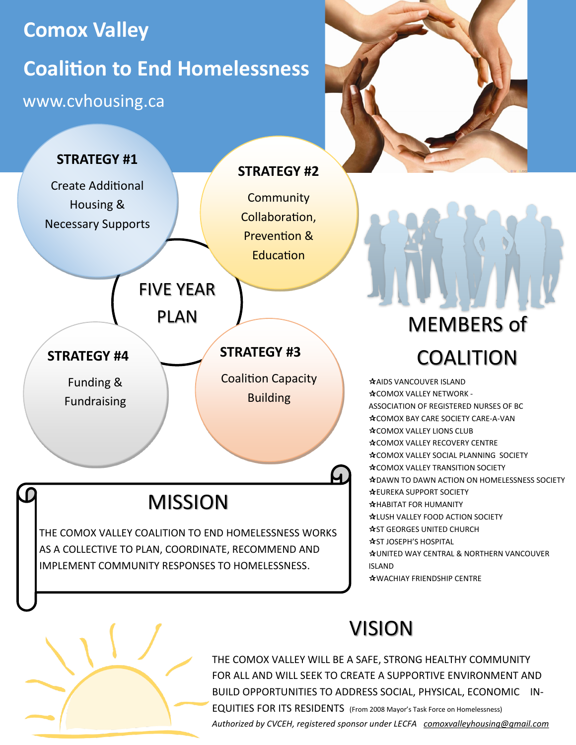# Comox Valley

# Coalition to End Homelessness

www.cvhousing.ca

## FIVE YEAR PLAN

### STRATEGY #1

Create Additional Housing & Necessary Supports

### STRATEGY #2

Community Collaboration, Prevention & Education

### STRATEGY #3

Coalition Capacity Building

### STRATEGY #4

Funding & Fundraising

## MEMBERS of COALITION

- ✫AIDS VANCOUVER ISLAND
- ✫COMOX VALLEY NETWORK - ASSOCIATION OF REGISTERED NURSES OF BC
- ✫COMOX BAY CARE SOCIETY CARE-A-VAN
- ✫COMOX VALLEY LIONS CLUB
- ✫COMOX VALLEY RECOVERY CENTRE
- ✫COMOX VALLEY SOCIAL PLANNING SOCIETY
- ✫COMOX VALLEY TRANSITION SOCIETY
- ✫DAWN TO DAWN ACTION ON HOMELESSNESS SOCIETY
- ✫EUREKA SUPPORT SOCIETY
- ✫HABITAT FOR HUMANITY
- ✫LUSH VALLEY FOOD ACTION SOCIETY
- ✫ST GEORGES UNITED CHURCH
- ✫ST JOSEPH'S HOSPITAL
- ✫UNITED WAY CENTRAL & NORTHERN VANCOUVER ISLAND
- ✫WACHIAY FRIENDSHIP CENTRE

## MISSION

THE COMOX VALLEY COALITION TO END HOMELESSNESS WORKS AS A COLLECTIVE TO PLAN, COORDINATE, RECOMMEND AND IMPLEMENT COMMUNITY RESPONSES TO HOMELESSNESS.

## VISION

THE COMOX VALLEY WILL BE A SAFE, STRONG HEALTHY COMMUNITY FOR ALL AND WILL SEEK TO CREATE A SUPPORTIVE ENVIRONMENT AND BUILD OPPORTUNITIES TO ADDRESS SOCIAL, PHYSICAL, ECONOMIC INEQUITIES FOR ITS RESIDENTS (From 2008 Mayor's Task Force on Homelessness)

*Authorized by CVCEH, registered sponsor under LECFA* *comoxvalleyhousing@gmail.com*